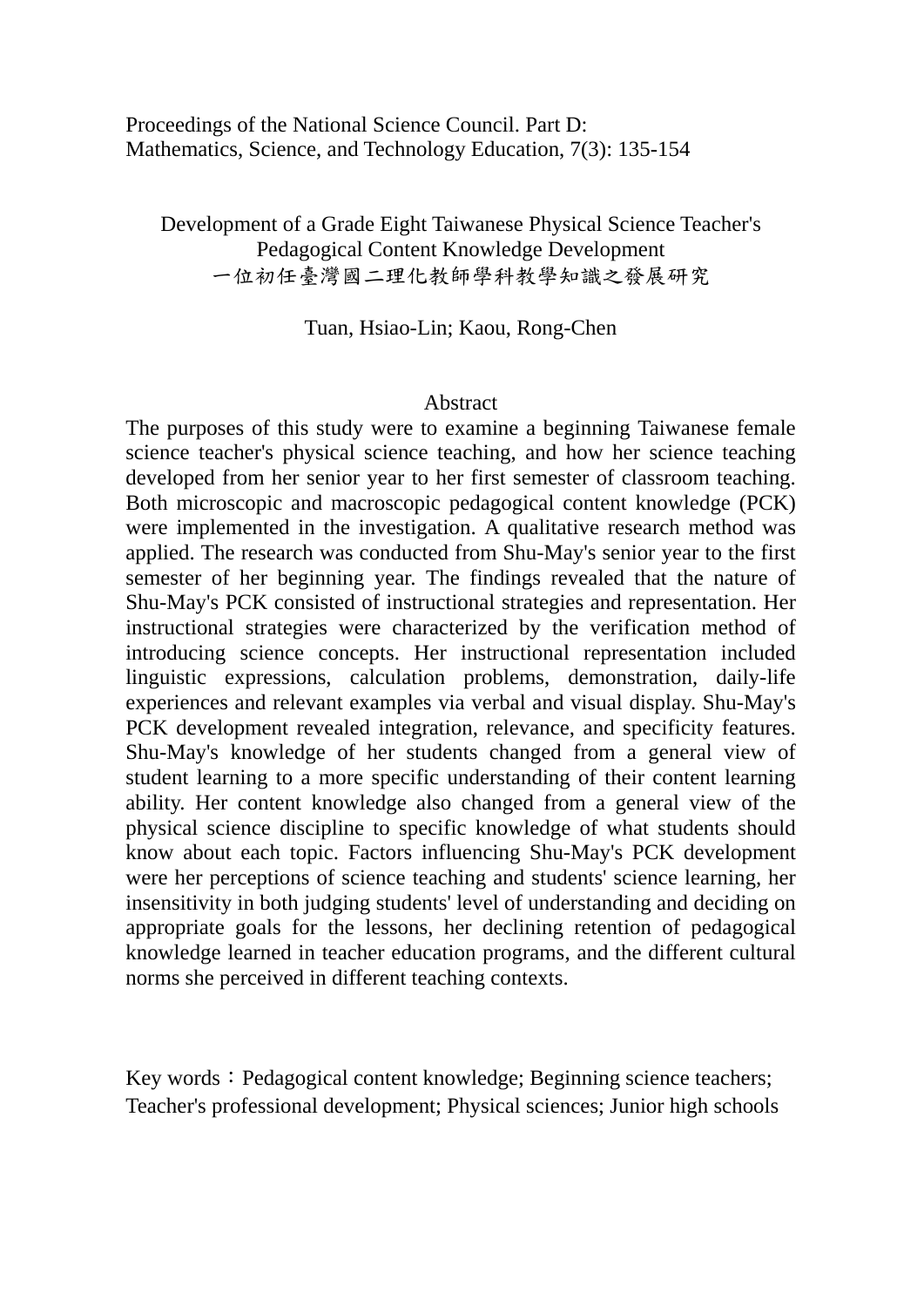Proceedings of the National Science Council. Part D: Mathematics, Science, and Technology Education, 7(3): 135-154

# Development of a Grade Eight Taiwanese Physical Science Teacher's Pedagogical Content Knowledge Development
# 一位初任臺灣國二理化教師學科教學知識之發展研究

Tuan, Hsiao-Lin; Kaou, Rong-Chen

## Abstract

The purposes of this study were to examine a beginning Taiwanese female science teacher's physical science teaching, and how her science teaching developed from her senior year to her first semester of classroom teaching. Both microscopic and macroscopic pedagogical content knowledge (PCK) were implemented in the investigation. A qualitative research method was applied. The research was conducted from Shu-May's senior year to the first semester of her beginning year. The findings revealed that the nature of Shu-May's PCK consisted of instructional strategies and representation. Her instructional strategies were characterized by the verification method of introducing science concepts. Her instructional representation included linguistic expressions, calculation problems, demonstration, daily-life experiences and relevant examples via verbal and visual display. Shu-May's PCK development revealed integration, relevance, and specificity features. Shu-May's knowledge of her students changed from a general view of student learning to a more specific understanding of their content learning ability. Her content knowledge also changed from a general view of the physical science discipline to specific knowledge of what students should know about each topic. Factors influencing Shu-May's PCK development were her perceptions of science teaching and students' science learning, her insensitivity in both judging students' level of understanding and deciding on appropriate goals for the lessons, her declining retention of pedagogical knowledge learned in teacher education programs, and the different cultural norms she perceived in different teaching contexts.

Key words：Pedagogical content knowledge; Beginning science teachers; Teacher's professional development; Physical sciences; Junior high schools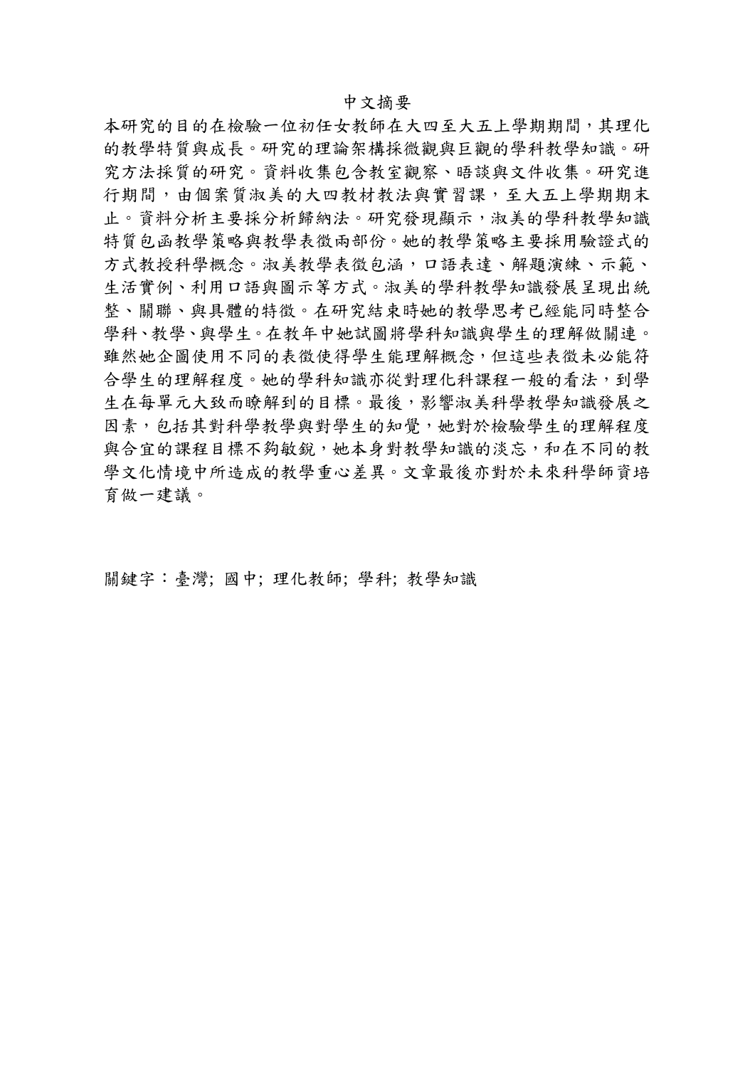# 中文摘要

本研究的目的在檢驗一位初任女教師在大四至大五上學期期間，其理化的教學特質與成長。研究的理論架構採微觀與巨觀的學科教學知識。研究方法採質的研究。資料收集包含教室觀察、晤談與文件收集。研究進行期間，由個案質淑美的大四教材教法與實習課，至大五上學期期末止。資料分析主要採分析歸納法。研究發現顯示，淑美的學科教學知識特質包涵教學策略與教學表徵兩部份。她的教學策略主要採用驗證式的方式教授科學概念。淑美教學表徵包涵，口語表達、解題演練、示範、生活實例、利用口語與圖示等方式。淑美的學科教學知識發展呈現出統整、關聯、與具體的特徵。在研究結束時她的教學思考已經能同時整合學科、教學、與學生。在教年中她試圖將學科知識與學生的理解做關連。雖然她企圖使用不同的表徵使得學生能理解概念，但這些表徵未必能符合學生的理解程度。她的學科知識亦從對理化科課程一般的看法，到學生在每單元大致而瞭解到的目標。最後，影響淑美科學教學知識發展之因素，包括其對科學教學與對學生的知覺，她對於檢驗學生的理解程度與合宜的課程目標不夠敏銳，她本身對教學知識的淡忘，和在不同的教學文化情境中所造成的教學重心差異。文章最後亦對於未來科學師資培育做一建議。

關鍵字：臺灣; 國中; 理化教師; 學科; 教學知識